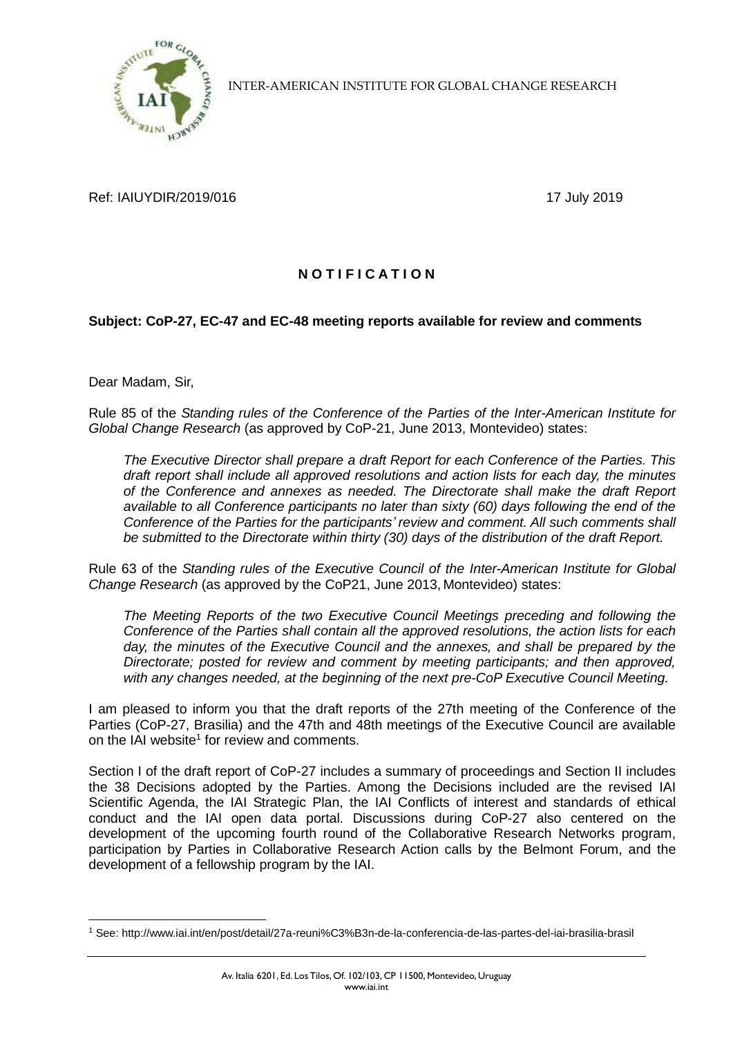INTER-AMERICAN INSTITUTE FOR GLOBAL CHANGE RESEARCH

Ref: IAIUYDIR/2019/016 17 July 2019

## N O T I F I C A T I O N

**Subject: CoP-27, EC-47 and EC-48 meeting reports available for review and comments**

Dear Madam, Sir,

Rule 85 of the *Standing rules of the Conference of the Parties of the Inter-American Institute for Global Change Research* (as approved by CoP-21, June 2013, Montevideo) states:

> *The Executive Director shall prepare a draft Report for each Conference of the Parties. This draft report shall include all approved resolutions and action lists for each day, the minutes of the Conference and annexes as needed. The Directorate shall make the draft Report available to all Conference participants no later than sixty (60) days following the end of the Conference of the Parties for the participants' review and comment. All such comments shall be submitted to the Directorate within thirty (30) days of the distribution of the draft Report.*

Rule 63 of the *Standing rules of the Executive Council of the Inter-American Institute for Global Change Research* (as approved by the CoP21, June 2013, Montevideo) states:

> *The Meeting Reports of the two Executive Council Meetings preceding and following the Conference of the Parties shall contain all the approved resolutions, the action lists for each day, the minutes of the Executive Council and the annexes, and shall be prepared by the Directorate; posted for review and comment by meeting participants; and then approved, with any changes needed, at the beginning of the next pre-CoP Executive Council Meeting.*

I am pleased to inform you that the draft reports of the 27th meeting of the Conference of the Parties (CoP-27, Brasilia) and the 47th and 48th meetings of the Executive Council are available on the IAI website[1] for review and comments.

Section I of the draft report of CoP-27 includes a summary of proceedings and Section II includes the 38 Decisions adopted by the Parties. Among the Decisions included are the revised IAI Scientific Agenda, the IAI Strategic Plan, the IAI Conflicts of interest and standards of ethical conduct and the IAI open data portal. Discussions during CoP-27 also centered on the development of the upcoming fourth round of the Collaborative Research Networks program, participation by Parties in Collaborative Research Action calls by the Belmont Forum, and the development of a fellowship program by the IAI.

[1] See: http://www.iai.int/en/post/detail/27a-reuni%C3%B3n-de-la-conferencia-de-las-partes-del-iai-brasilia-brasil

Av. Italia 6201, Ed. Los Tilos, Of. 102/103, CP 11500, Montevideo, Uruguay
www.iai.int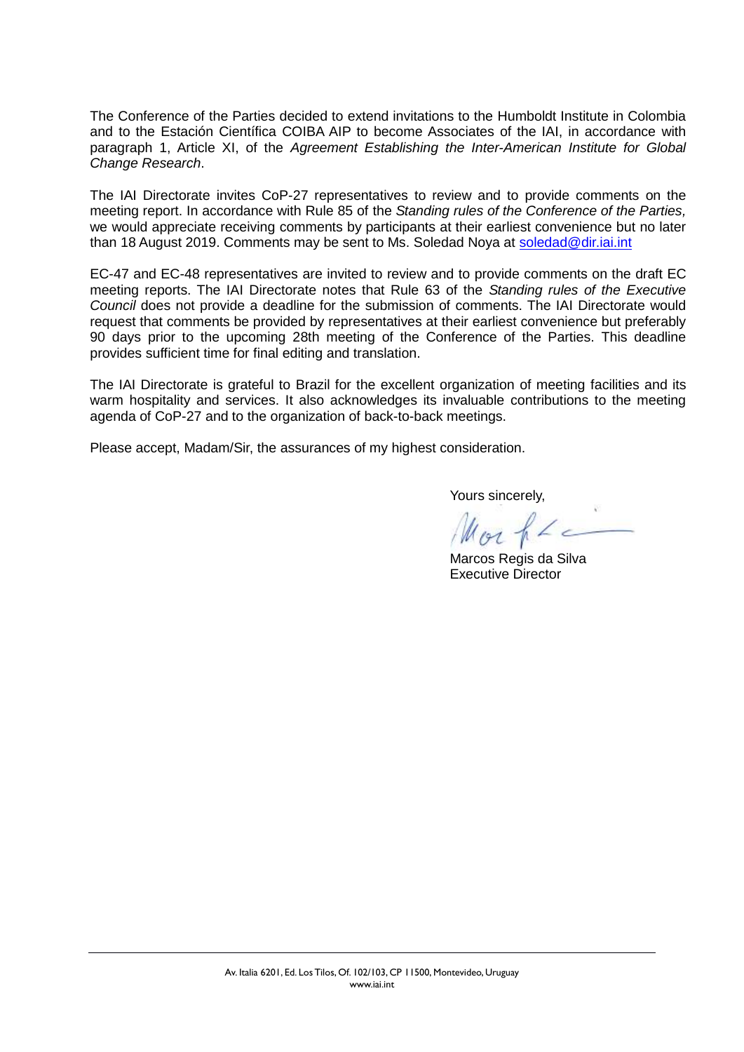The Conference of the Parties decided to extend invitations to the Humboldt Institute in Colombia and to the Estación Científica COIBA AIP to become Associates of the IAI, in accordance with paragraph 1, Article XI, of the *Agreement Establishing the Inter-American Institute for Global Change Research*.

The IAI Directorate invites CoP-27 representatives to review and to provide comments on the meeting report. In accordance with Rule 85 of the *Standing rules of the Conference of the Parties,* we would appreciate receiving comments by participants at their earliest convenience but no later than 18 August 2019. Comments may be sent to Ms. Soledad Noya at soledad@dir.iai.int

EC-47 and EC-48 representatives are invited to review and to provide comments on the draft EC meeting reports. The IAI Directorate notes that Rule 63 of the *Standing rules of the Executive Council* does not provide a deadline for the submission of comments. The IAI Directorate would request that comments be provided by representatives at their earliest convenience but preferably 90 days prior to the upcoming 28th meeting of the Conference of the Parties. This deadline provides sufficient time for final editing and translation.

The IAI Directorate is grateful to Brazil for the excellent organization of meeting facilities and its warm hospitality and services. It also acknowledges its invaluable contributions to the meeting agenda of CoP-27 and to the organization of back-to-back meetings.

Please accept, Madam/Sir, the assurances of my highest consideration.

Yours sincerely,

Marcos Regis da Silva
Executive Director

Av. Italia 6201, Ed. Los Tilos, Of. 102/103, CP 11500, Montevideo, Uruguay
www.iai.int